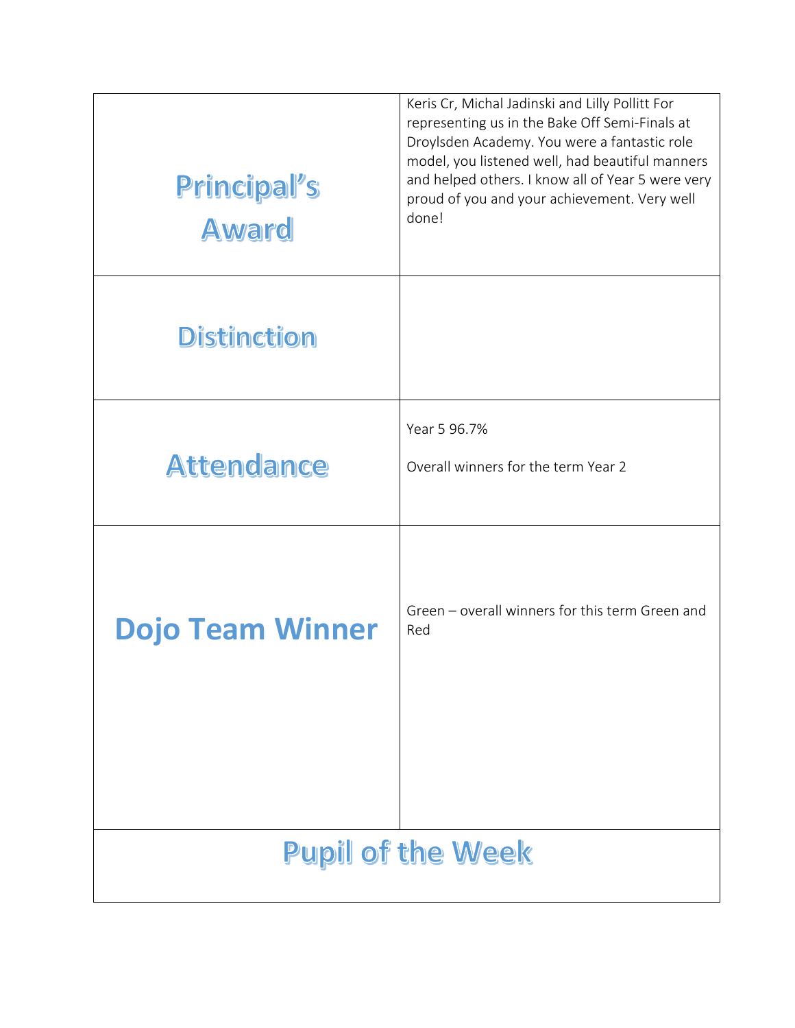| | |
|---|---|
| **Principal's Award** | Keris Cr, Michal Jadinski and Lilly Pollitt For representing us in the Bake Off Semi-Finals at Droylsden Academy. You were a fantastic role model, you listened well, had beautiful manners and helped others. I know all of Year 5 were very proud of you and your achievement. Very well done! |
| **Distinction** | |
| **Attendance** | Year 5 96.7%<br><br>Overall winners for the term Year 2 |
| **Dojo Team Winner** | Green – overall winners for this term Green and Red |

## Pupil of the Week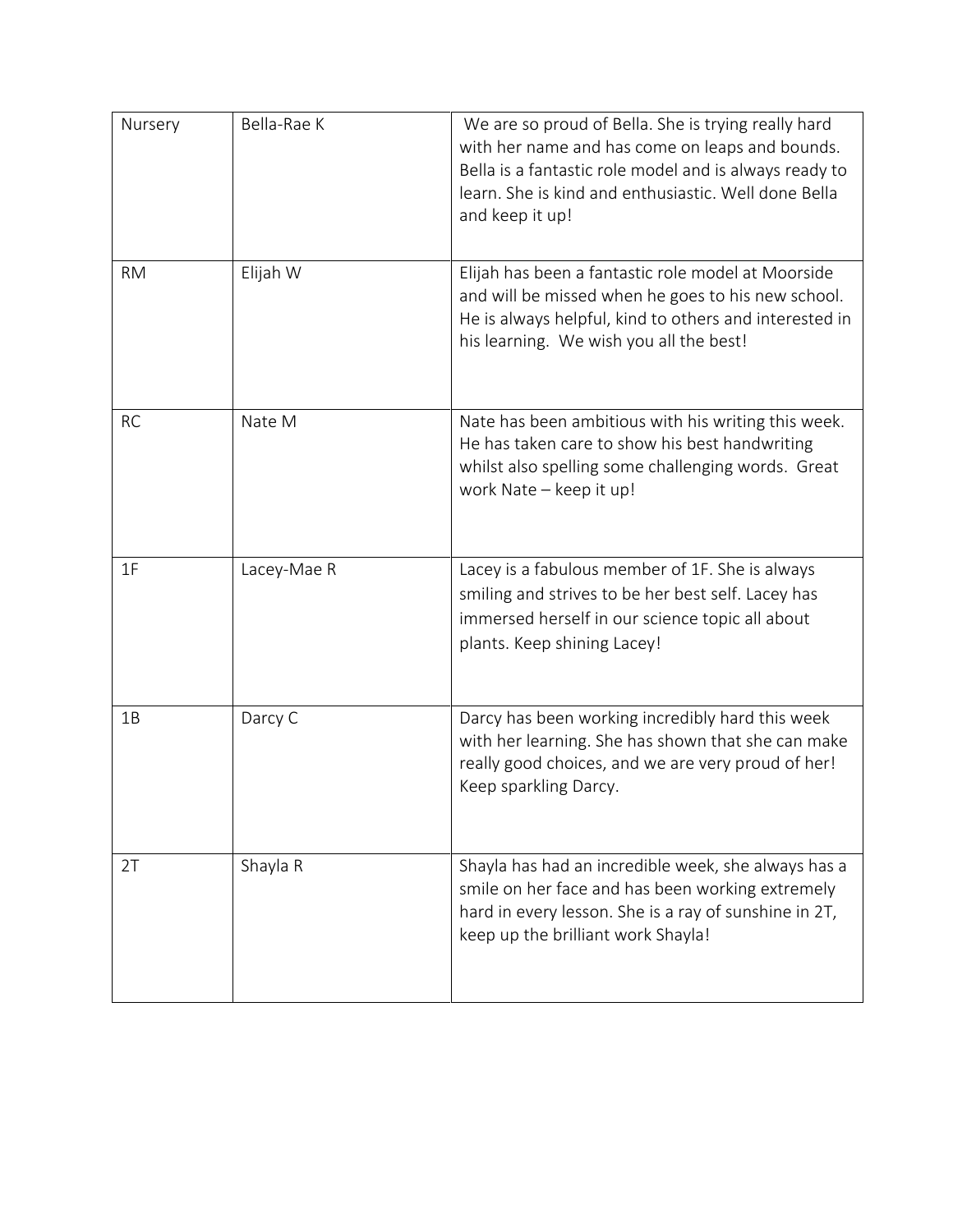| Nursery | Bella-Rae K | We are so proud of Bella. She is trying really hard with her name and has come on leaps and bounds. Bella is a fantastic role model and is always ready to learn. She is kind and enthusiastic. Well done Bella and keep it up! |
|---|---|---|
| RM | Elijah W | Elijah has been a fantastic role model at Moorside and will be missed when he goes to his new school. He is always helpful, kind to others and interested in his learning. We wish you all the best! |
| RC | Nate M | Nate has been ambitious with his writing this week. He has taken care to show his best handwriting whilst also spelling some challenging words. Great work Nate – keep it up! |
| 1F | Lacey-Mae R | Lacey is a fabulous member of 1F. She is always smiling and strives to be her best self. Lacey has immersed herself in our science topic all about plants. Keep shining Lacey! |
| 1B | Darcy C | Darcy has been working incredibly hard this week with her learning. She has shown that she can make really good choices, and we are very proud of her! Keep sparkling Darcy. |
| 2T | Shayla R | Shayla has had an incredible week, she always has a smile on her face and has been working extremely hard in every lesson. She is a ray of sunshine in 2T, keep up the brilliant work Shayla! |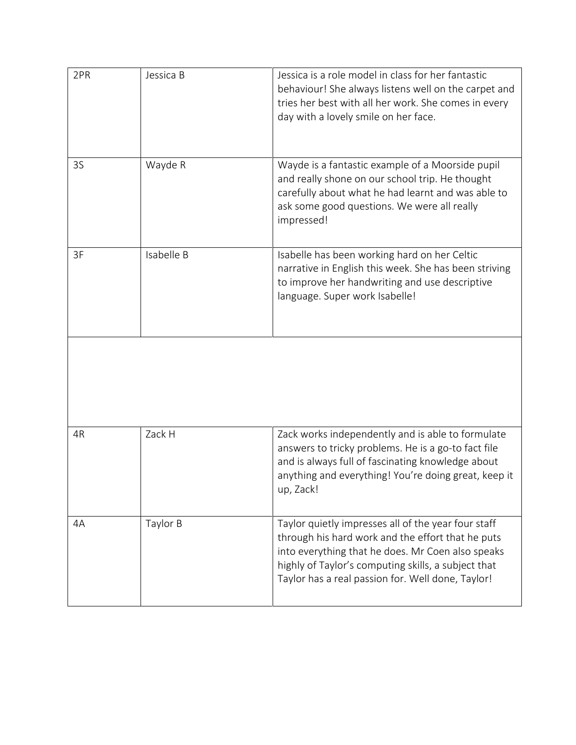| | | |
|---|---|---|
| 2PR | Jessica B | Jessica is a role model in class for her fantastic behaviour! She always listens well on the carpet and tries her best with all her work. She comes in every day with a lovely smile on her face. |
| 3S | Wayde R | Wayde is a fantastic example of a Moorside pupil and really shone on our school trip. He thought carefully about what he had learnt and was able to ask some good questions. We were all really impressed! |
| 3F | Isabelle B | Isabelle has been working hard on her Celtic narrative in English this week. She has been striving to improve her handwriting and use descriptive language. Super work Isabelle! |
| | | |
| 4R | Zack H | Zack works independently and is able to formulate answers to tricky problems. He is a go-to fact file and is always full of fascinating knowledge about anything and everything! You're doing great, keep it up, Zack! |
| 4A | Taylor B | Taylor quietly impresses all of the year four staff through his hard work and the effort that he puts into everything that he does. Mr Coen also speaks highly of Taylor's computing skills, a subject that Taylor has a real passion for. Well done, Taylor! |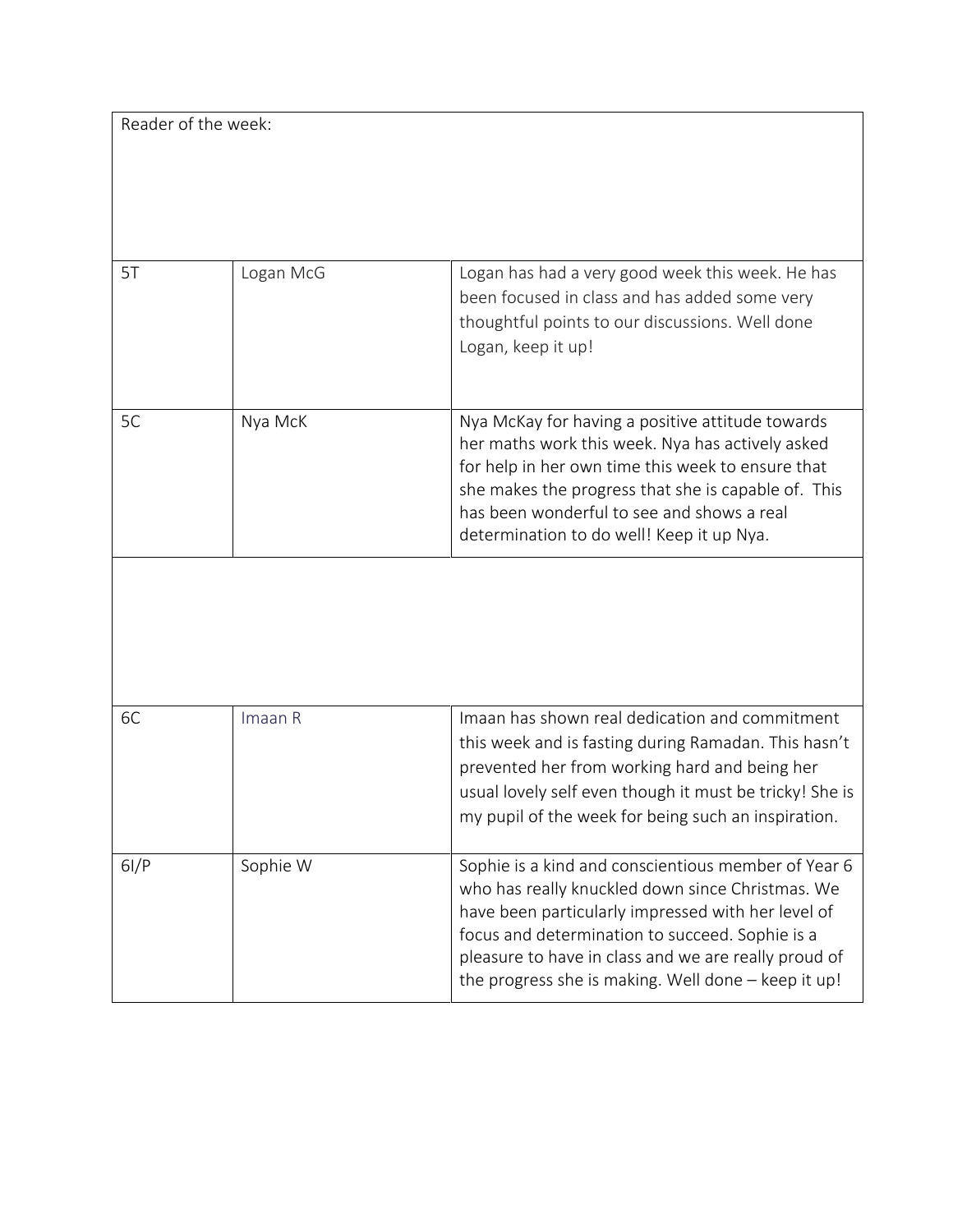| Reader of the week: | | |
|---|---|---|
| 5T | Logan McG | Logan has had a very good week this week. He has been focused in class and has added some very thoughtful points to our discussions. Well done Logan, keep it up! |
| 5C | Nya McK | Nya McKay for having a positive attitude towards her maths work this week. Nya has actively asked for help in her own time this week to ensure that she makes the progress that she is capable of. This has been wonderful to see and shows a real determination to do well! Keep it up Nya. |
| | | |
| 6C | Imaan R | Imaan has shown real dedication and commitment this week and is fasting during Ramadan. This hasn't prevented her from working hard and being her usual lovely self even though it must be tricky! She is my pupil of the week for being such an inspiration. |
| 6I/P | Sophie W | Sophie is a kind and conscientious member of Year 6 who has really knuckled down since Christmas. We have been particularly impressed with her level of focus and determination to succeed. Sophie is a pleasure to have in class and we are really proud of the progress she is making. Well done – keep it up! |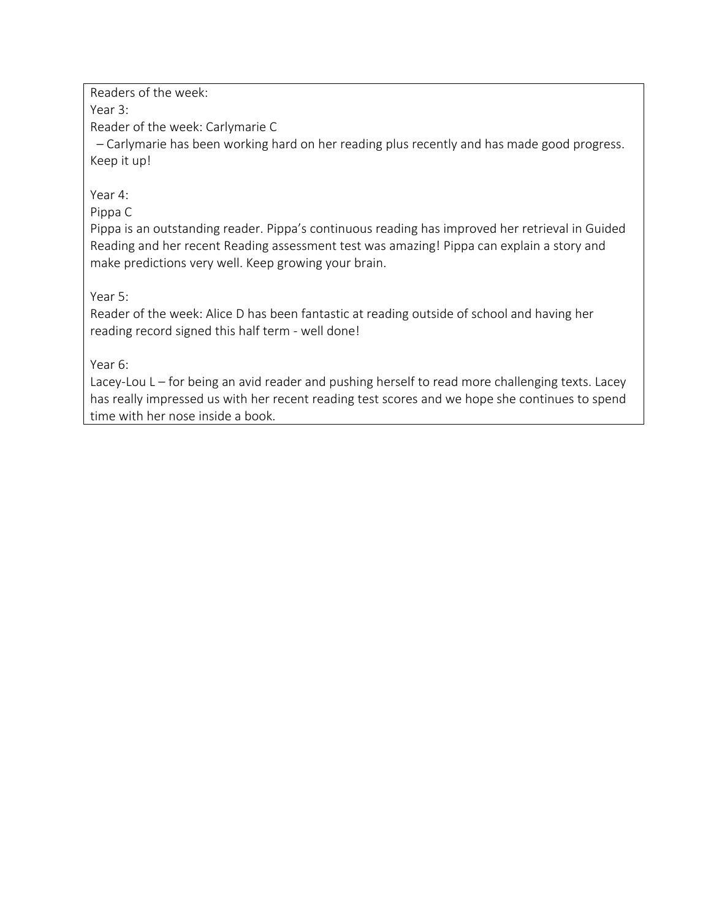Readers of the week:

Year 3:

Reader of the week: Carlymarie C

– Carlymarie has been working hard on her reading plus recently and has made good progress. Keep it up!

Year 4:

Pippa C

Pippa is an outstanding reader. Pippa's continuous reading has improved her retrieval in Guided Reading and her recent Reading assessment test was amazing! Pippa can explain a story and make predictions very well. Keep growing your brain.

Year 5:

Reader of the week: Alice D has been fantastic at reading outside of school and having her reading record signed this half term - well done!

Year 6:

Lacey-Lou L – for being an avid reader and pushing herself to read more challenging texts. Lacey has really impressed us with her recent reading test scores and we hope she continues to spend time with her nose inside a book.